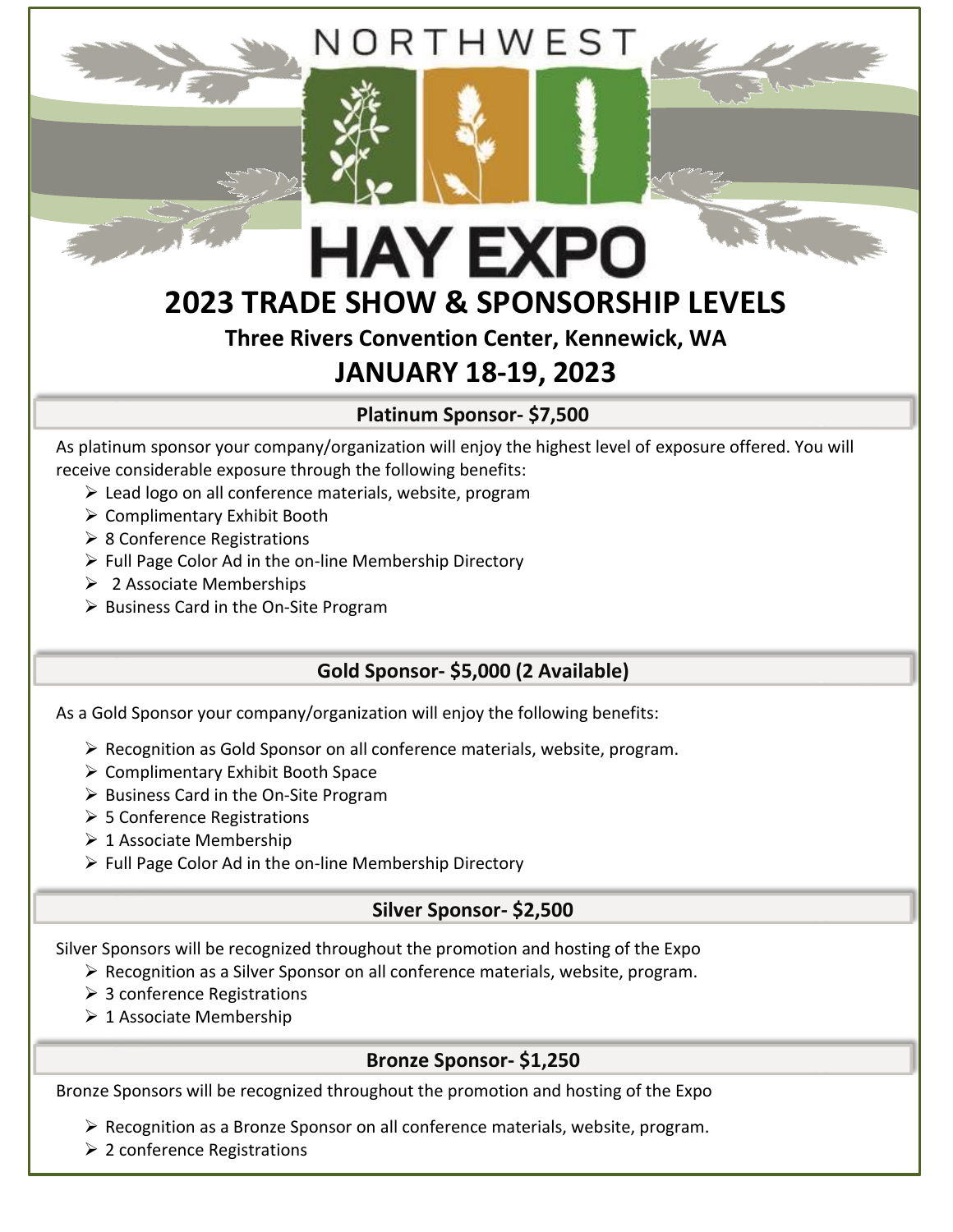# NORTHWEST HAY EXPO

## 2023 TRADE SHOW & SPONSORSHIP LEVELS

### Three Rivers Convention Center, Kennewick, WA

## JANUARY 18-19, 2023

### Platinum Sponsor- $7,500

As platinum sponsor your company/organization will enjoy the highest level of exposure offered. You will receive considerable exposure through the following benefits:

- Lead logo on all conference materials, website, program
- Complimentary Exhibit Booth
- 8 Conference Registrations
- Full Page Color Ad in the on-line Membership Directory
- 2 Associate Memberships
- Business Card in the On-Site Program

### Gold Sponsor- $5,000 (2 Available)

As a Gold Sponsor your company/organization will enjoy the following benefits:

- Recognition as Gold Sponsor on all conference materials, website, program.
- Complimentary Exhibit Booth Space
- Business Card in the On-Site Program
- 5 Conference Registrations
- 1 Associate Membership
- Full Page Color Ad in the on-line Membership Directory

### Silver Sponsor- $2,500

Silver Sponsors will be recognized throughout the promotion and hosting of the Expo

- Recognition as a Silver Sponsor on all conference materials, website, program.
- 3 conference Registrations
- 1 Associate Membership

### Bronze Sponsor- $1,250

Bronze Sponsors will be recognized throughout the promotion and hosting of the Expo

- Recognition as a Bronze Sponsor on all conference materials, website, program.
- 2 conference Registrations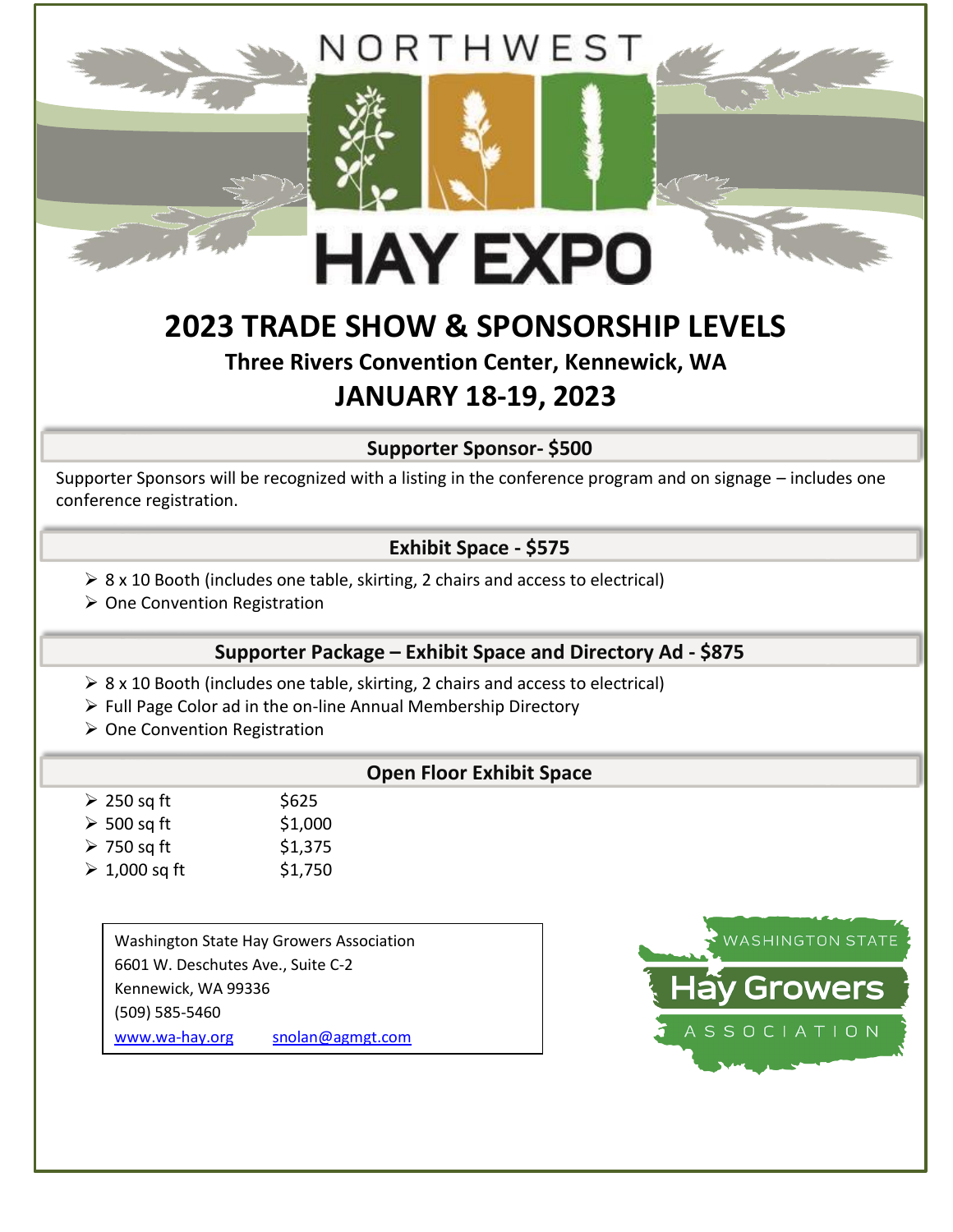# NORTHWEST HAY EXPO

## 2023 TRADE SHOW & SPONSORSHIP LEVELS

### Three Rivers Convention Center, Kennewick, WA

## JANUARY 18-19, 2023

### Supporter Sponsor- $500

Supporter Sponsors will be recognized with a listing in the conference program and on signage – includes one conference registration.

### Exhibit Space - $575

- 8 x 10 Booth (includes one table, skirting, 2 chairs and access to electrical)
- One Convention Registration

### Supporter Package – Exhibit Space and Directory Ad - $875

- 8 x 10 Booth (includes one table, skirting, 2 chairs and access to electrical)
- Full Page Color ad in the on-line Annual Membership Directory
- One Convention Registration

### Open Floor Exhibit Space

- 250 sq ft $625
- 500 sq ft $1,000
- 750 sq ft $1,375
- 1,000 sq ft $1,750

Washington State Hay Growers Association
6601 W. Deschutes Ave., Suite C-2
Kennewick, WA 99336
(509) 585-5460
www.wa-hay.org snolan@agmgt.com

WASHINGTON STATE Hay Growers ASSOCIATION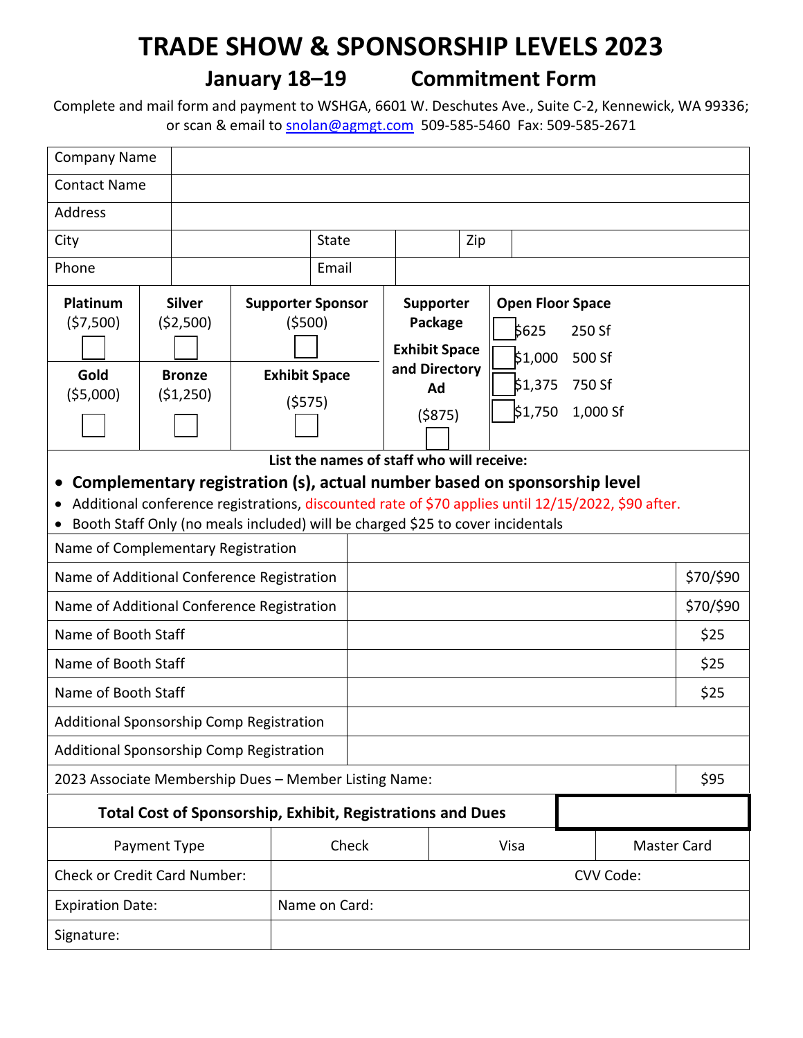# TRADE SHOW & SPONSORSHIP LEVELS 2023

## January 18–19 Commitment Form

Complete and mail form and payment to WSHGA, 6601 W. Deschutes Ave., Suite C-2, Kennewick, WA 99336; or scan & email to snolan@agmgt.com 509-585-5460 Fax: 509-585-2671

| | | | | | |
|---|---|---|---|---|---|
| Company Name | | | | | |
| Contact Name | | | | | |
| Address | | | | | |
| City | | State | | Zip | |
| Phone | | Email | | | |

| | | | | |
|---|---|---|---|---|
| **Platinum** ($7,500) ☐ | **Silver** ($2,500) ☐ | **Supporter Sponsor** ($500) ☐ | **Supporter Package** **Exhibit Space and Directory Ad** ($875) ☐ | **Open Floor Space** ☐ $625 250 Sf ☐ $1,000 500 Sf ☐ $1,375 750 Sf ☐ $1,750 1,000 Sf |
| **Gold** ($5,000) ☐ | **Bronze** ($1,250) ☐ | **Exhibit Space** ($575) ☐ | | |

**List the names of staff who will receive:**

- **Complementary registration (s), actual number based on sponsorship level**
- Additional conference registrations, discounted rate of $70 applies until 12/15/2022, $90 after.
- Booth Staff Only (no meals included) will be charged $25 to cover incidentals

| | | |
|---|---|---|
| Name of Complementary Registration | | |
| Name of Additional Conference Registration | | $70/$90 |
| Name of Additional Conference Registration | | $70/$90 |
| Name of Booth Staff | | $25 |
| Name of Booth Staff | | $25 |
| Name of Booth Staff | | $25 |
| Additional Sponsorship Comp Registration | | |
| Additional Sponsorship Comp Registration | | |
| 2023 Associate Membership Dues – Member Listing Name: | | $95 |
| **Total Cost of Sponsorship, Exhibit, Registrations and Dues** | | |

| | | | |
|---|---|---|---|
| Payment Type | Check | Visa | Master Card |
| Check or Credit Card Number: | | CVV Code: | |
| Expiration Date: | Name on Card: | | |
| Signature: | | | |